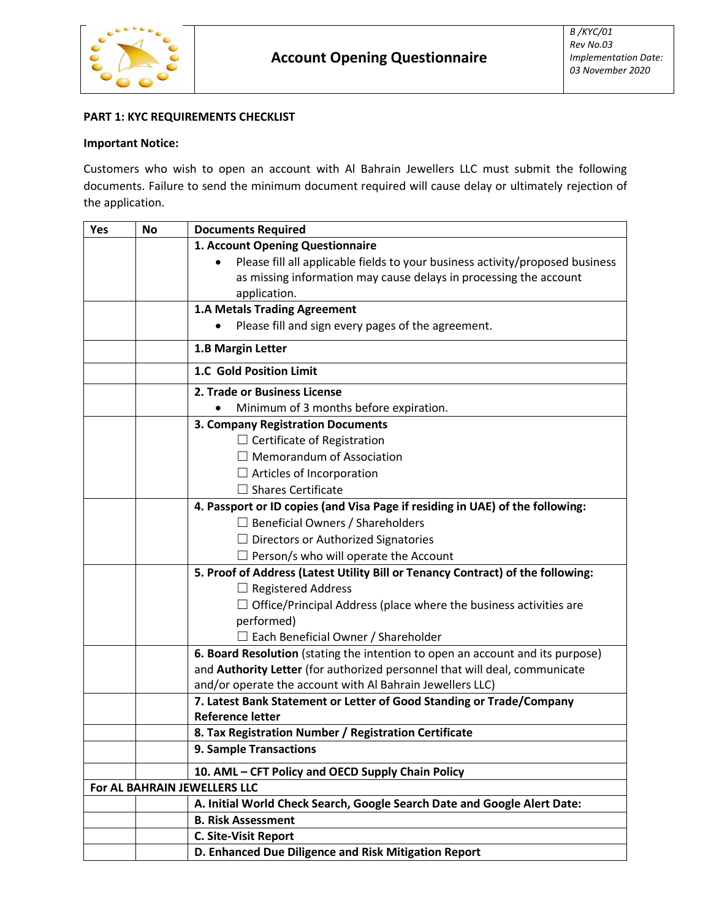# Account Opening Questionnaire

*B /KYC/01*
*Rev No.03*
*Implementation Date: 03 November 2020*

**PART 1: KYC REQUIREMENTS CHECKLIST**

**Important Notice:**

Customers who wish to open an account with Al Bahrain Jewellers LLC must submit the following documents. Failure to send the minimum document required will cause delay or ultimately rejection of the application.

| Yes | No | Documents Required |
|---|---|---|
| | | **1. Account Opening Questionnaire**<br>• Please fill all applicable fields to your business activity/proposed business as missing information may cause delays in processing the account application. |
| | | **1.A Metals Trading Agreement**<br>• Please fill and sign every pages of the agreement. |
| | | **1.B Margin Letter** |
| | | **1.C Gold Position Limit** |
| | | **2. Trade or Business License**<br>• Minimum of 3 months before expiration. |
| | | **3. Company Registration Documents**<br>☐ Certificate of Registration<br>☐ Memorandum of Association<br>☐ Articles of Incorporation<br>☐ Shares Certificate |
| | | **4. Passport or ID copies (and Visa Page if residing in UAE) of the following:**<br>☐ Beneficial Owners / Shareholders<br>☐ Directors or Authorized Signatories<br>☐ Person/s who will operate the Account |
| | | **5. Proof of Address (Latest Utility Bill or Tenancy Contract) of the following:**<br>☐ Registered Address<br>☐ Office/Principal Address (place where the business activities are performed)<br>☐ Each Beneficial Owner / Shareholder |
| | | **6. Board Resolution** (stating the intention to open an account and its purpose) and **Authority Letter** (for authorized personnel that will deal, communicate and/or operate the account with Al Bahrain Jewellers LLC) |
| | | **7. Latest Bank Statement or Letter of Good Standing or Trade/Company Reference letter** |
| | | **8. Tax Registration Number / Registration Certificate** |
| | | **9. Sample Transactions** |
| | | **10. AML – CFT Policy and OECD Supply Chain Policy** |
| **For AL BAHRAIN JEWELLERS LLC** | | |
| | | **A. Initial World Check Search, Google Search Date and Google Alert Date:** |
| | | **B. Risk Assessment** |
| | | **C. Site-Visit Report** |
| | | **D. Enhanced Due Diligence and Risk Mitigation Report** |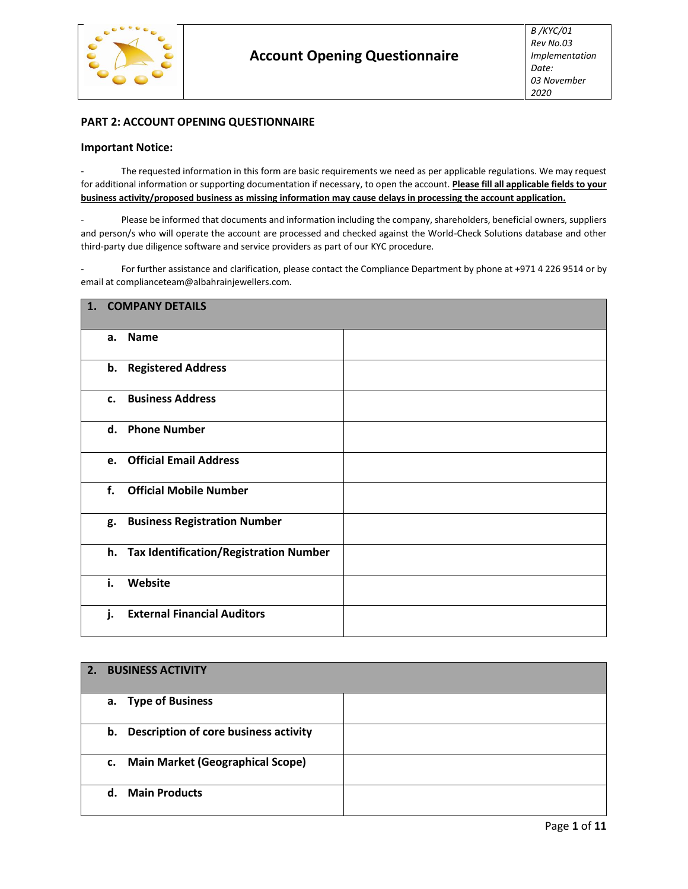| Account Opening Questionnaire | B /KYC/01 Rev No.03 Implementation Date: 03 November 2020 |
|---|---|

## PART 2: ACCOUNT OPENING QUESTIONNAIRE

### Important Notice:

- The requested information in this form are basic requirements we need as per applicable regulations. We may request for additional information or supporting documentation if necessary, to open the account. **Please fill all applicable fields to your business activity/proposed business as missing information may cause delays in processing the account application.**

- Please be informed that documents and information including the company, shareholders, beneficial owners, suppliers and person/s who will operate the account are processed and checked against the World-Check Solutions database and other third-party due diligence software and service providers as part of our KYC procedure.

- For further assistance and clarification, please contact the Compliance Department by phone at +971 4 226 9514 or by email at complianceteam@albahrainjewellers.com.

| **1. COMPANY DETAILS** | |
|---|---|
| **a. Name** | |
| **b. Registered Address** | |
| **c. Business Address** | |
| **d. Phone Number** | |
| **e. Official Email Address** | |
| **f. Official Mobile Number** | |
| **g. Business Registration Number** | |
| **h. Tax Identification/Registration Number** | |
| **i. Website** | |
| **j. External Financial Auditors** | |

| **2. BUSINESS ACTIVITY** | |
|---|---|
| **a. Type of Business** | |
| **b. Description of core business activity** | |
| **c. Main Market (Geographical Scope)** | |
| **d. Main Products** | |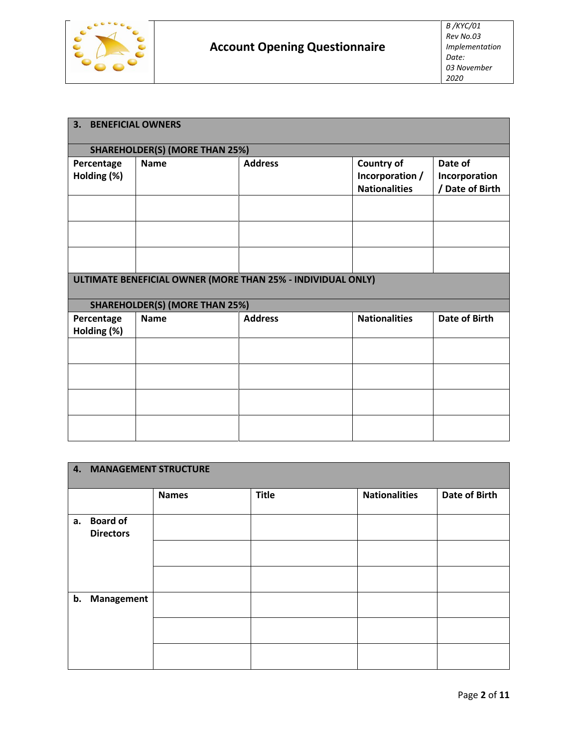| Account Opening Questionnaire | *B /KYC/01 Rev No.03 Implementation Date: 03 November 2020* |
|---|---|

## 3. BENEFICIAL OWNERS

**SHAREHOLDER(S) (MORE THAN 25%)**

| Percentage Holding (%) | Name | Address | Country of Incorporation / Nationalities | Date of Incorporation / Date of Birth |
|---|---|---|---|---|
| | | | | |
| | | | | |
| | | | | |

**ULTIMATE BENEFICIAL OWNER (MORE THAN 25% - INDIVIDUAL ONLY)**

**SHAREHOLDER(S) (MORE THAN 25%)**

| Percentage Holding (%) | Name | Address | Nationalities | Date of Birth |
|---|---|---|---|---|
| | | | | |
| | | | | |
| | | | | |
| | | | | |

## 4. MANAGEMENT STRUCTURE

| | Names | Title | Nationalities | Date of Birth |
|---|---|---|---|---|
| **a. Board of Directors** | | | | |
| | | | | |
| | | | | |
| **b. Management** | | | | |
| | | | | |
| | | | | |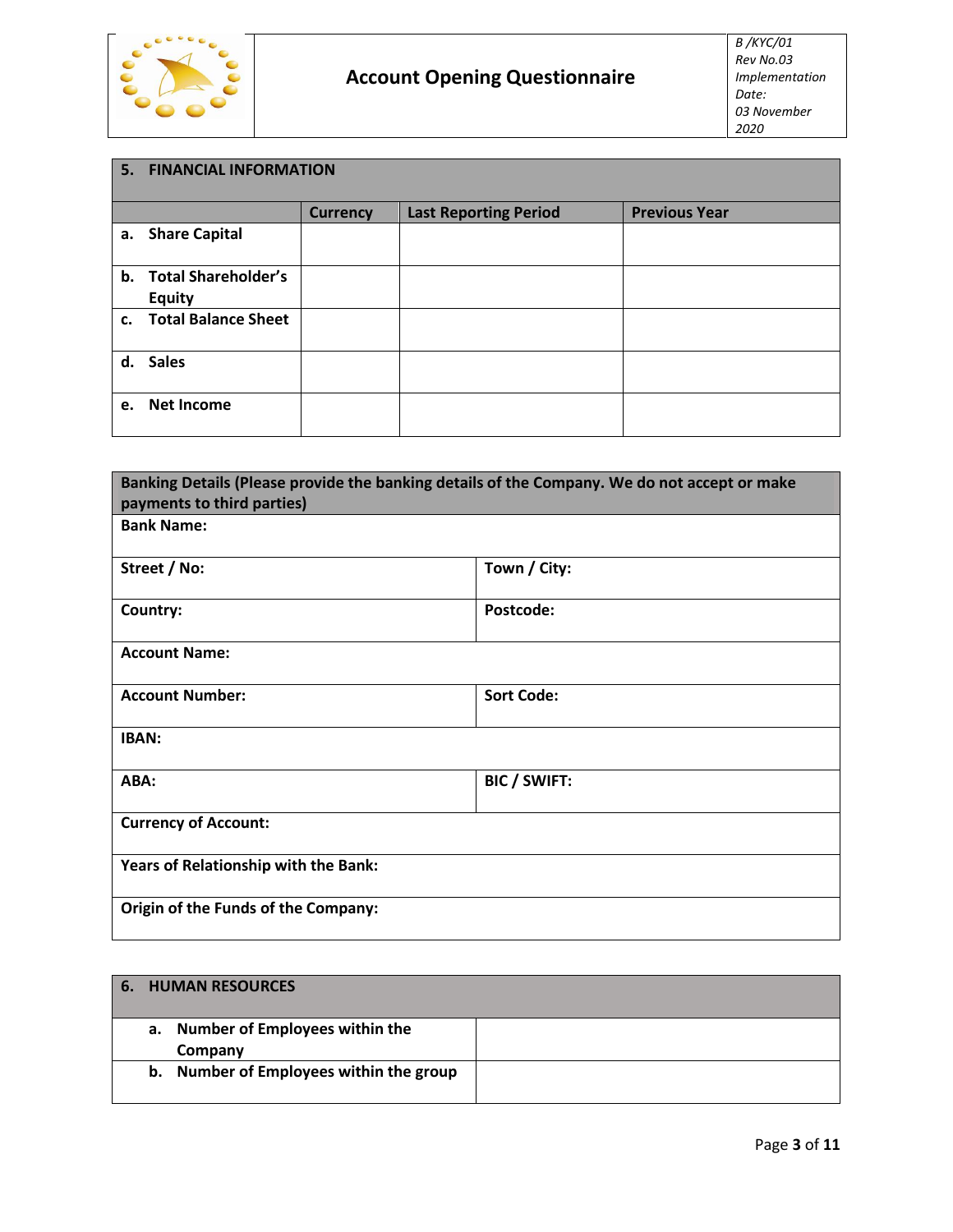## 5. FINANCIAL INFORMATION

| | Currency | Last Reporting Period | Previous Year |
|---|---|---|---|
| a. Share Capital | | | |
| b. Total Shareholder's Equity | | | |
| c. Total Balance Sheet | | | |
| d. Sales | | | |
| e. Net Income | | | |

| **Banking Details (Please provide the banking details of the Company. We do not accept or make payments to third parties)** | |
|---|---|
| **Bank Name:** | |
| **Street / No:** | **Town / City:** |
| **Country:** | **Postcode:** |
| **Account Name:** | |
| **Account Number:** | **Sort Code:** |
| **IBAN:** | |
| **ABA:** | **BIC / SWIFT:** |
| **Currency of Account:** | |
| **Years of Relationship with the Bank:** | |
| **Origin of the Funds of the Company:** | |

## 6. HUMAN RESOURCES

| | |
|---|---|
| a. Number of Employees within the Company | |
| b. Number of Employees within the group | |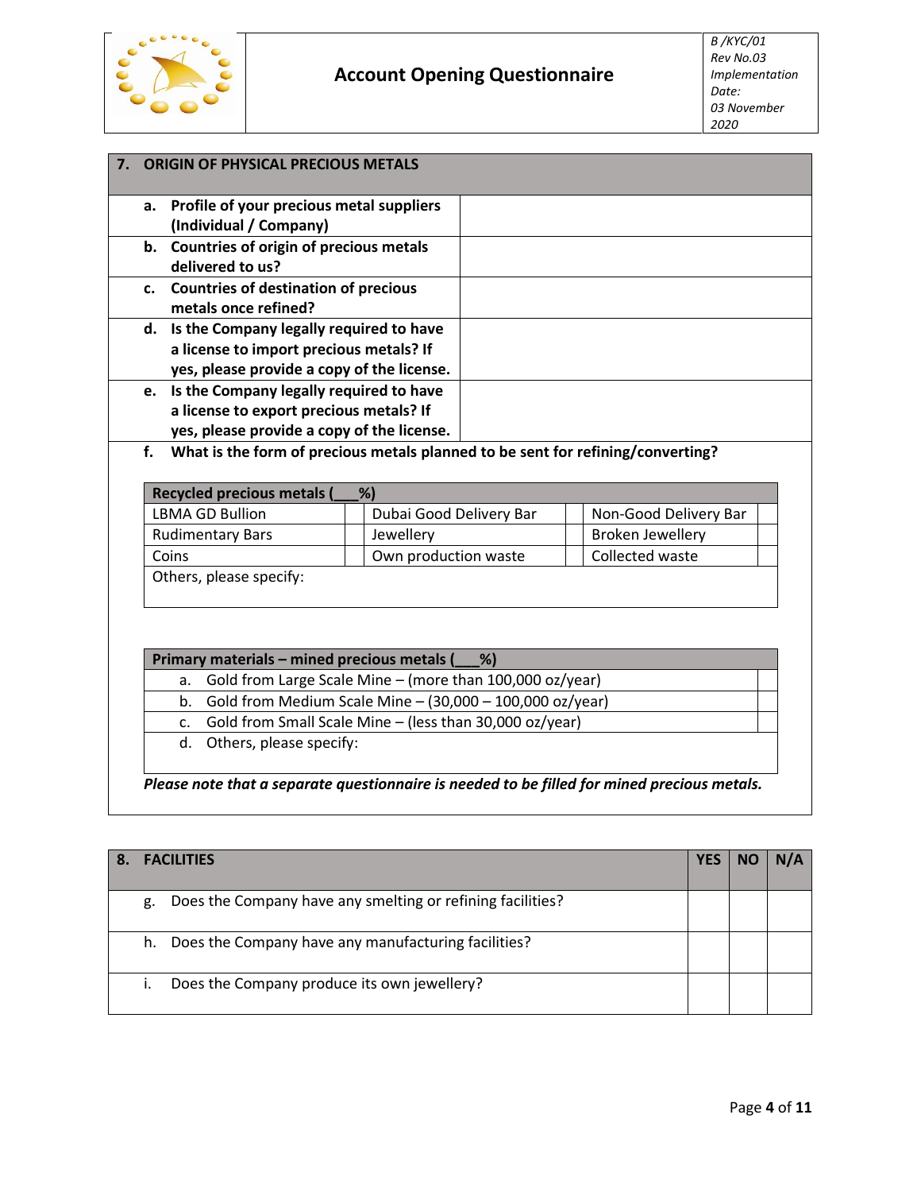## 7. ORIGIN OF PHYSICAL PRECIOUS METALS

| | |
|---|---|
| **a. Profile of your precious metal suppliers (Individual / Company)** | |
| **b. Countries of origin of precious metals delivered to us?** | |
| **c. Countries of destination of precious metals once refined?** | |
| **d. Is the Company legally required to have a license to import precious metals? If yes, please provide a copy of the license.** | |
| **e. Is the Company legally required to have a license to export precious metals? If yes, please provide a copy of the license.** | |

**f. What is the form of precious metals planned to be sent for refining/converting?**

| **Recycled precious metals (\_\_\_%)** | | | | | |
|---|---|---|---|---|---|
| LBMA GD Bullion | | Dubai Good Delivery Bar | | Non-Good Delivery Bar | |
| Rudimentary Bars | | Jewellery | | Broken Jewellery | |
| Coins | | Own production waste | | Collected waste | |
| Others, please specify: | | | | | |

| **Primary materials – mined precious metals (\_\_\_%)** | |
|---|---|
| a. Gold from Large Scale Mine – (more than 100,000 oz/year) | |
| b. Gold from Medium Scale Mine – (30,000 – 100,000 oz/year) | |
| c. Gold from Small Scale Mine – (less than 30,000 oz/year) | |
| d. Others, please specify: | |

***Please note that a separate questionnaire is needed to be filled for mined precious metals.***

## 8. FACILITIES

| **8. FACILITIES** | **YES** | **NO** | **N/A** |
|---|---|---|---|
| g. Does the Company have any smelting or refining facilities? | | | |
| h. Does the Company have any manufacturing facilities? | | | |
| i. Does the Company produce its own jewellery? | | | |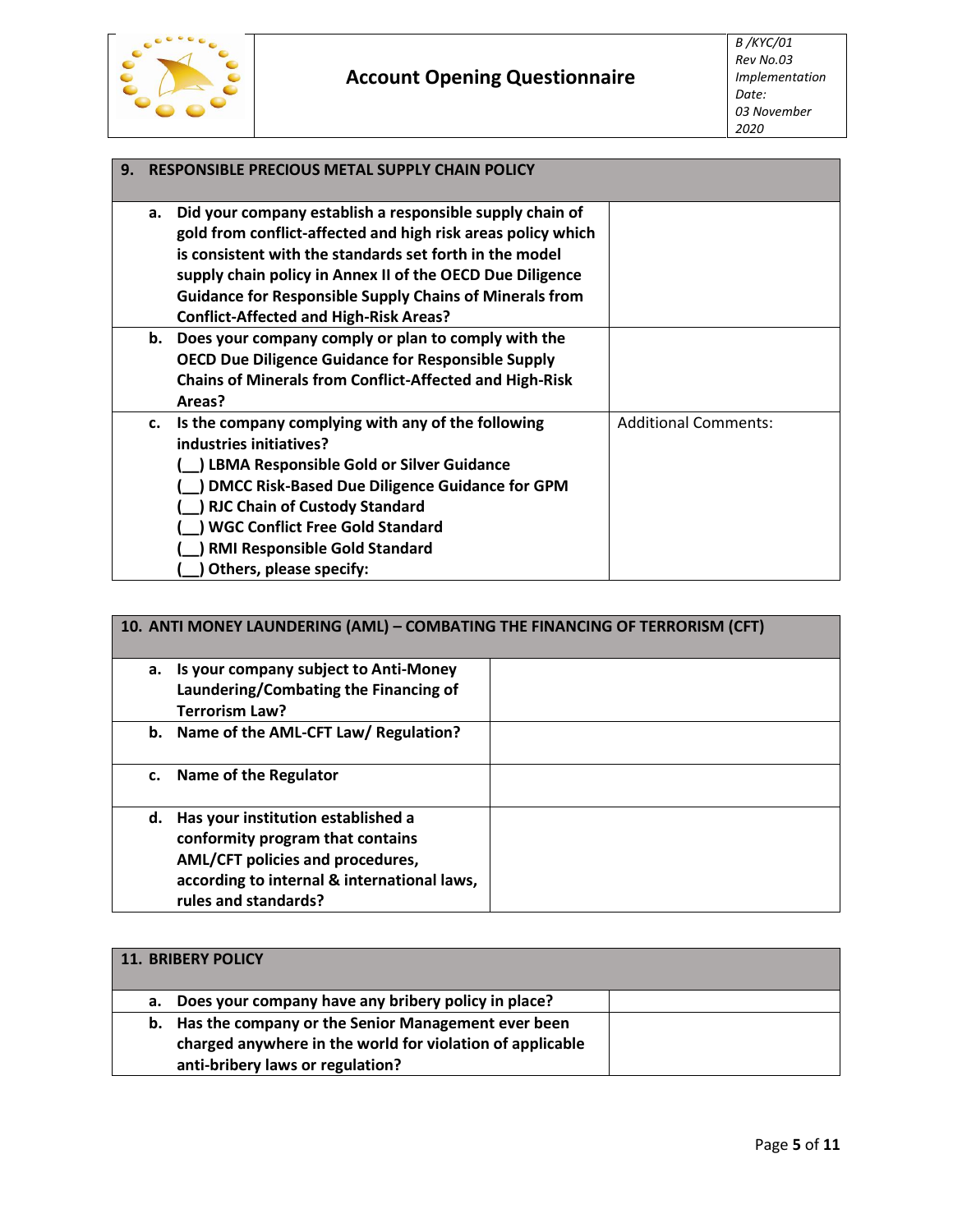| 9. RESPONSIBLE PRECIOUS METAL SUPPLY CHAIN POLICY | |
|---|---|
| **a.** **Did your company establish a responsible supply chain of gold from conflict-affected and high risk areas policy which is consistent with the standards set forth in the model supply chain policy in Annex II of the OECD Due Diligence Guidance for Responsible Supply Chains of Minerals from Conflict-Affected and High-Risk Areas?** | |
| **b.** **Does your company comply or plan to comply with the OECD Due Diligence Guidance for Responsible Supply Chains of Minerals from Conflict-Affected and High-Risk Areas?** | |
| **c.** **Is the company complying with any of the following industries initiatives?**<br>**(__) LBMA Responsible Gold or Silver Guidance**<br>**(__) DMCC Risk-Based Due Diligence Guidance for GPM**<br>**(__) RJC Chain of Custody Standard**<br>**(__) WGC Conflict Free Gold Standard**<br>**(__) RMI Responsible Gold Standard**<br>**(__) Others, please specify:** | Additional Comments: |

| 10. ANTI MONEY LAUNDERING (AML) – COMBATING THE FINANCING OF TERRORISM (CFT) | |
|---|---|
| **a.** **Is your company subject to Anti-Money Laundering/Combating the Financing of Terrorism Law?** | |
| **b.** **Name of the AML-CFT Law/ Regulation?** | |
| **c.** **Name of the Regulator** | |
| **d.** **Has your institution established a conformity program that contains AML/CFT policies and procedures, according to internal & international laws, rules and standards?** | |

| 11. BRIBERY POLICY | |
|---|---|
| **a.** **Does your company have any bribery policy in place?** | |
| **b.** **Has the company or the Senior Management ever been charged anywhere in the world for violation of applicable anti-bribery laws or regulation?** | |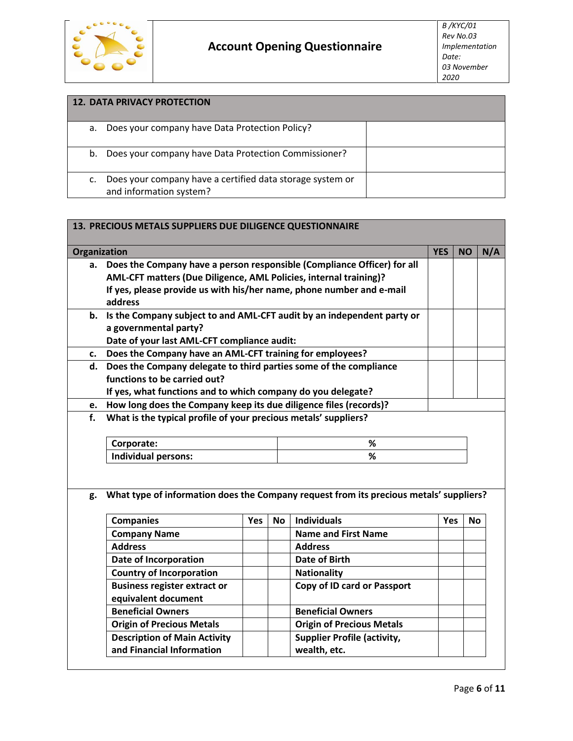## 12. DATA PRIVACY PROTECTION

| | |
|---|---|
| a. Does your company have Data Protection Policy? | |
| b. Does your company have Data Protection Commissioner? | |
| c. Does your company have a certified data storage system or and information system? | |

## 13. PRECIOUS METALS SUPPLIERS DUE DILIGENCE QUESTIONNAIRE

| Organization | YES | NO | N/A |
|---|---|---|---|
| **a. Does the Company have a person responsible (Compliance Officer) for all AML-CFT matters (Due Diligence, AML Policies, internal training)? If yes, please provide us with his/her name, phone number and e-mail address** | | | |
| **b. Is the Company subject to and AML-CFT audit by an independent party or a governmental party? Date of your last AML-CFT compliance audit:** | | | |
| **c. Does the Company have an AML-CFT training for employees?** | | | |
| **d. Does the Company delegate to third parties some of the compliance functions to be carried out? If yes, what functions and to which company do you delegate?** | | | |
| **e. How long does the Company keep its due diligence files (records)?** | | | |

**f. What is the typical profile of your precious metals' suppliers?**

| | |
|---|---|
| **Corporate:** | **%** |
| **Individual persons:** | **%** |

**g. What type of information does the Company request from its precious metals' suppliers?**

| Companies | Yes | No | Individuals | Yes | No |
|---|---|---|---|---|---|
| **Company Name** | | | **Name and First Name** | | |
| **Address** | | | **Address** | | |
| **Date of Incorporation** | | | **Date of Birth** | | |
| **Country of Incorporation** | | | **Nationality** | | |
| **Business register extract or equivalent document** | | | **Copy of ID card or Passport** | | |
| **Beneficial Owners** | | | **Beneficial Owners** | | |
| **Origin of Precious Metals** | | | **Origin of Precious Metals** | | |
| **Description of Main Activity and Financial Information** | | | **Supplier Profile (activity, wealth, etc.** | | |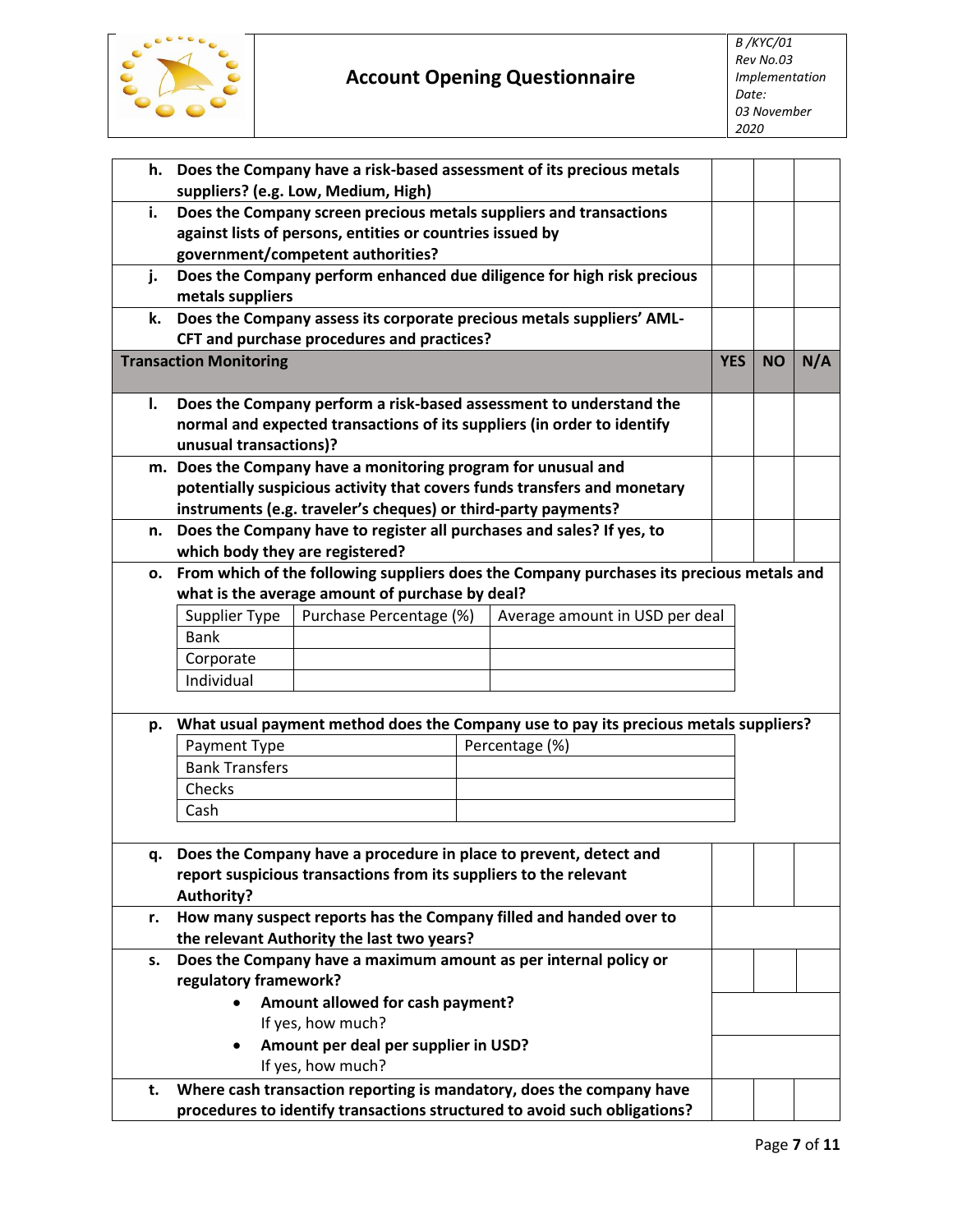| | | YES | NO | N/A |
|---|---|---|---|---|
| **h.** | **Does the Company have a risk-based assessment of its precious metals suppliers? (e.g. Low, Medium, High)** | | | |
| **i.** | **Does the Company screen precious metals suppliers and transactions against lists of persons, entities or countries issued by government/competent authorities?** | | | |
| **j.** | **Does the Company perform enhanced due diligence for high risk precious metals suppliers** | | | |
| **k.** | **Does the Company assess its corporate precious metals suppliers' AML-CFT and purchase procedures and practices?** | | | |

| **Transaction Monitoring** | | **YES** | **NO** | **N/A** |
|---|---|---|---|---|
| **l.** | **Does the Company perform a risk-based assessment to understand the normal and expected transactions of its suppliers (in order to identify unusual transactions)?** | | | |
| **m.** | **Does the Company have a monitoring program for unusual and potentially suspicious activity that covers funds transfers and monetary instruments (e.g. traveler's cheques) or third-party payments?** | | | |
| **n.** | **Does the Company have to register all purchases and sales? If yes, to which body they are registered?** | | | |

**o.** **From which of the following suppliers does the Company purchases its precious metals and what is the average amount of purchase by deal?**

| Supplier Type | Purchase Percentage (%) | Average amount in USD per deal |
|---|---|---|
| Bank | | |
| Corporate | | |
| Individual | | |

**p.** **What usual payment method does the Company use to pay its precious metals suppliers?**

| Payment Type | Percentage (%) |
|---|---|
| Bank Transfers | |
| Checks | |
| Cash | |

| | | YES | NO | N/A |
|---|---|---|---|---|
| **q.** | **Does the Company have a procedure in place to prevent, detect and report suspicious transactions from its suppliers to the relevant Authority?** | | | |
| **r.** | **How many suspect reports has the Company filled and handed over to the relevant Authority the last two years?** | | | |
| **s.** | **Does the Company have a maximum amount as per internal policy or regulatory framework?** | | | |
| | • **Amount allowed for cash payment?** If yes, how much? | | | |
| | • **Amount per deal per supplier in USD?** If yes, how much? | | | |
| **t.** | **Where cash transaction reporting is mandatory, does the company have procedures to identify transactions structured to avoid such obligations?** | | | |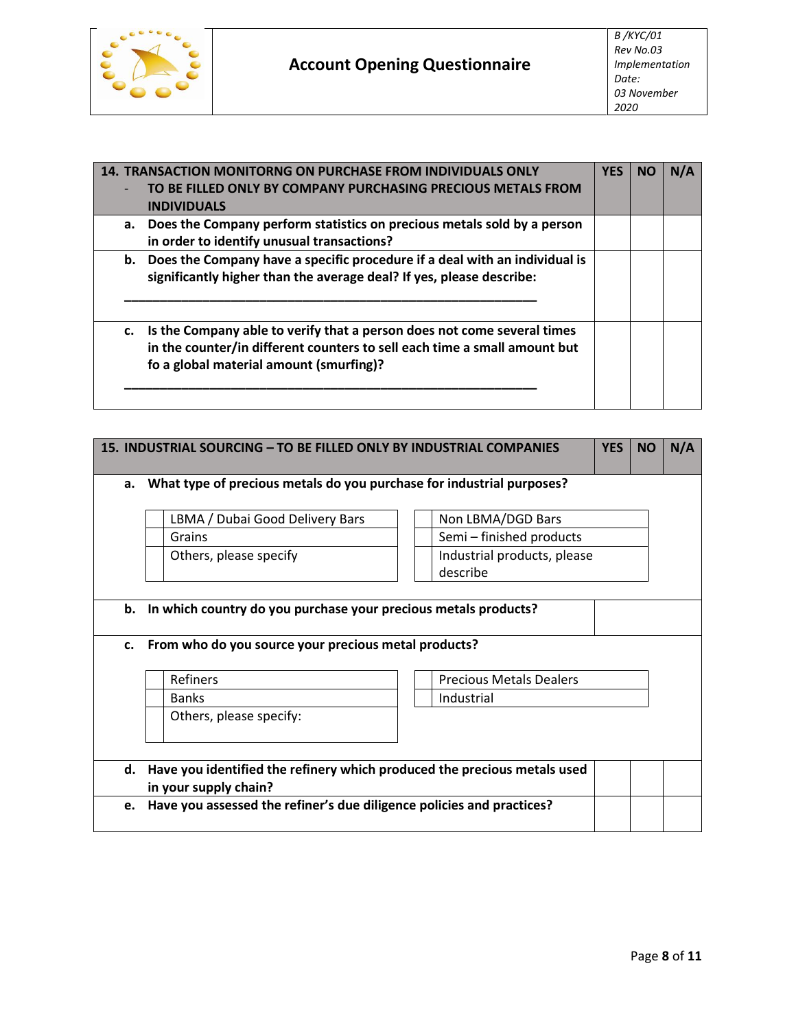| 14. TRANSACTION MONITORNG ON PURCHASE FROM INDIVIDUALS ONLY<br>- TO BE FILLED ONLY BY COMPANY PURCHASING PRECIOUS METALS FROM INDIVIDUALS | YES | NO | N/A |
|---|---|---|---|
| a. Does the Company perform statistics on precious metals sold by a person in order to identify unusual transactions? | | | |
| b. Does the Company have a specific procedure if a deal with an individual is significantly higher than the average deal? If yes, please describe:<br>\_\_\_\_\_\_\_\_\_\_\_\_\_\_\_\_\_\_\_\_\_\_\_\_\_\_\_\_\_\_\_\_\_\_\_\_\_\_\_\_\_\_\_\_\_\_\_\_\_\_\_\_\_\_\_\_ | | | |
| c. Is the Company able to verify that a person does not come several times in the counter/in different counters to sell each time a small amount but fo a global material amount (smurfing)?<br>\_\_\_\_\_\_\_\_\_\_\_\_\_\_\_\_\_\_\_\_\_\_\_\_\_\_\_\_\_\_\_\_\_\_\_\_\_\_\_\_\_\_\_\_\_\_\_\_\_\_\_\_\_\_\_\_ | | | |

| 15. INDUSTRIAL SOURCING – TO BE FILLED ONLY BY INDUSTRIAL COMPANIES | YES | NO | N/A |
|---|---|---|---|
| a. What type of precious metals do you purchase for industrial purposes? | | | |

| | | | |
|---|---|---|---|
| | LBMA / Dubai Good Delivery Bars | | Non LBMA/DGD Bars |
| | Grains | | Semi – finished products |
| | Others, please specify | | Industrial products, please describe |

| | |
|---|---|
| b. In which country do you purchase your precious metals products? | |

c. From who do you source your precious metal products?

| | | | |
|---|---|---|---|
| | Refiners | | Precious Metals Dealers |
| | Banks | | Industrial |
| | Others, please specify: | | |

| | YES | NO | N/A |
|---|---|---|---|
| d. Have you identified the refinery which produced the precious metals used in your supply chain? | | | |
| e. Have you assessed the refiner's due diligence policies and practices? | | | |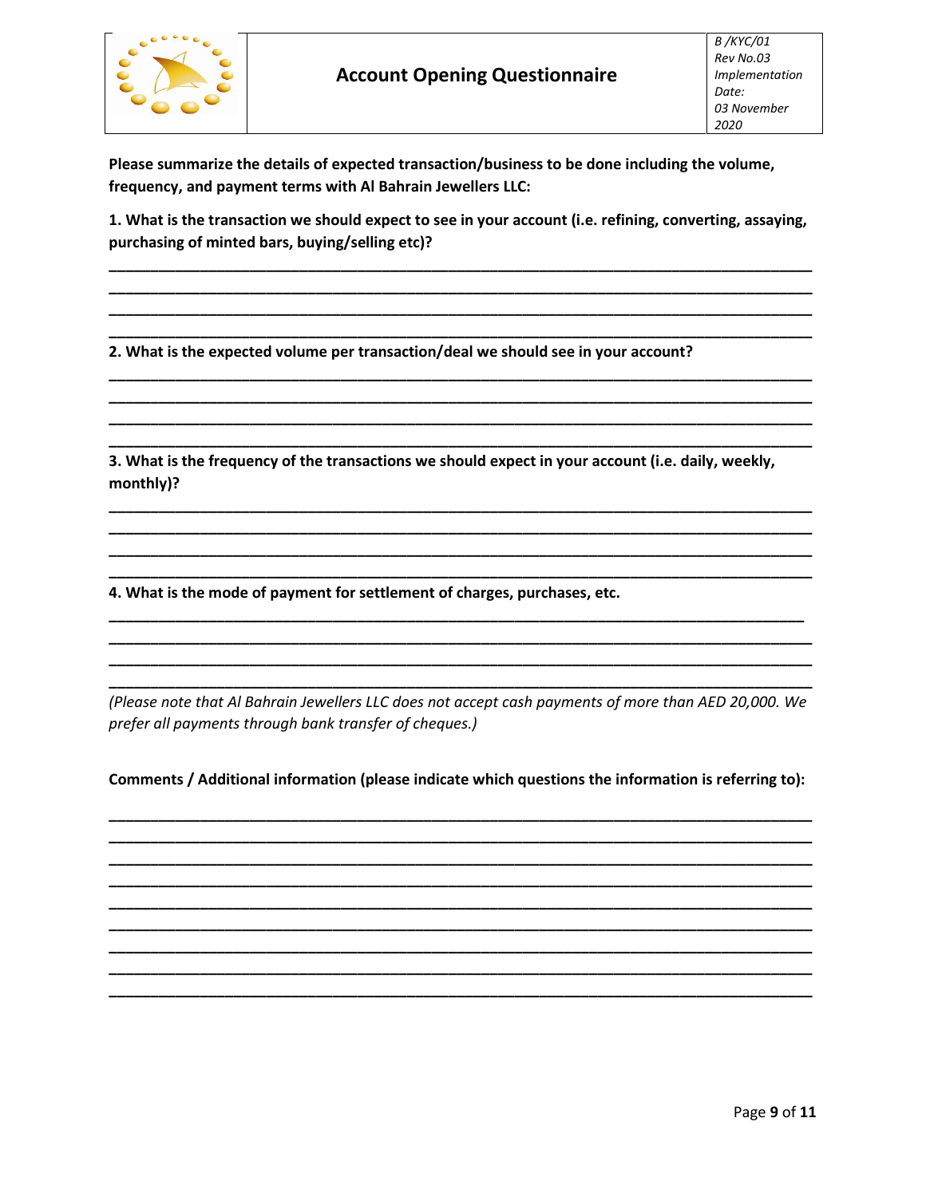**Please summarize the details of expected transaction/business to be done including the volume, frequency, and payment terms with Al Bahrain Jewellers LLC:**

**1. What is the transaction we should expect to see in your account (i.e. refining, converting, assaying, purchasing of minted bars, buying/selling etc)?**

______________________________________________________________________________
______________________________________________________________________________
______________________________________________________________________________
______________________________________________________________________________

**2. What is the expected volume per transaction/deal we should see in your account?**

______________________________________________________________________________
______________________________________________________________________________
______________________________________________________________________________
______________________________________________________________________________

**3. What is the frequency of the transactions we should expect in your account (i.e. daily, weekly, monthly)?**

______________________________________________________________________________
______________________________________________________________________________
______________________________________________________________________________
______________________________________________________________________________

**4. What is the mode of payment for settlement of charges, purchases, etc.**

______________________________________________________________________________
______________________________________________________________________________
______________________________________________________________________________
______________________________________________________________________________

*(Please note that Al Bahrain Jewellers LLC does not accept cash payments of more than AED 20,000. We prefer all payments through bank transfer of cheques.)*

**Comments / Additional information (please indicate which questions the information is referring to):**

______________________________________________________________________________
______________________________________________________________________________
______________________________________________________________________________
______________________________________________________________________________
______________________________________________________________________________
______________________________________________________________________________
______________________________________________________________________________
______________________________________________________________________________
______________________________________________________________________________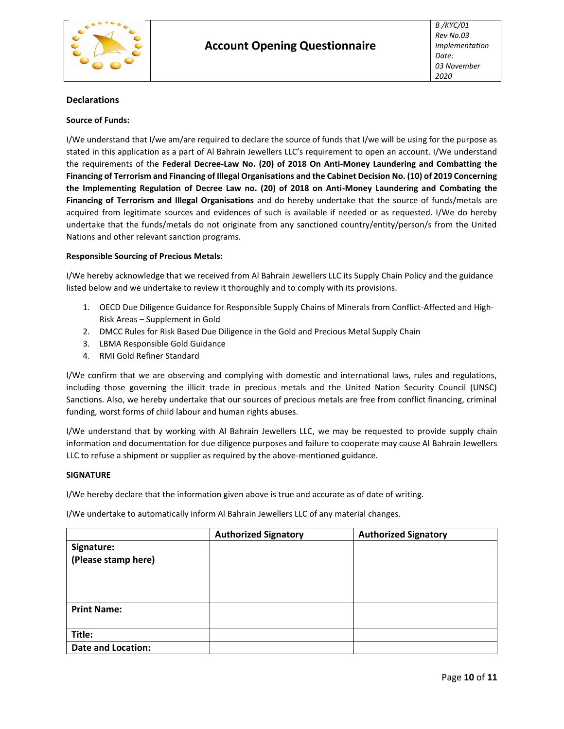## Declarations

**Source of Funds:**

I/We understand that I/we am/are required to declare the source of funds that I/we will be using for the purpose as stated in this application as a part of Al Bahrain Jewellers LLC's requirement to open an account. I/We understand the requirements of the **Federal Decree-Law No. (20) of 2018 On Anti-Money Laundering and Combatting the Financing of Terrorism and Financing of Illegal Organisations and the Cabinet Decision No. (10) of 2019 Concerning the Implementing Regulation of Decree Law no. (20) of 2018 on Anti-Money Laundering and Combating the Financing of Terrorism and Illegal Organisations** and do hereby undertake that the source of funds/metals are acquired from legitimate sources and evidences of such is available if needed or as requested. I/We do hereby undertake that the funds/metals do not originate from any sanctioned country/entity/person/s from the United Nations and other relevant sanction programs.

**Responsible Sourcing of Precious Metals:**

I/We hereby acknowledge that we received from Al Bahrain Jewellers LLC its Supply Chain Policy and the guidance listed below and we undertake to review it thoroughly and to comply with its provisions.

1. OECD Due Diligence Guidance for Responsible Supply Chains of Minerals from Conflict-Affected and High-Risk Areas – Supplement in Gold
2. DMCC Rules for Risk Based Due Diligence in the Gold and Precious Metal Supply Chain
3. LBMA Responsible Gold Guidance
4. RMI Gold Refiner Standard

I/We confirm that we are observing and complying with domestic and international laws, rules and regulations, including those governing the illicit trade in precious metals and the United Nation Security Council (UNSC) Sanctions. Also, we hereby undertake that our sources of precious metals are free from conflict financing, criminal funding, worst forms of child labour and human rights abuses.

I/We understand that by working with Al Bahrain Jewellers LLC, we may be requested to provide supply chain information and documentation for due diligence purposes and failure to cooperate may cause Al Bahrain Jewellers LLC to refuse a shipment or supplier as required by the above-mentioned guidance.

**SIGNATURE**

I/We hereby declare that the information given above is true and accurate as of date of writing.

I/We undertake to automatically inform Al Bahrain Jewellers LLC of any material changes.

| | **Authorized Signatory** | **Authorized Signatory** |
|---|---|---|
| **Signature:** **(Please stamp here)** | | |
| **Print Name:** | | |
| **Title:** | | |
| **Date and Location:** | | |